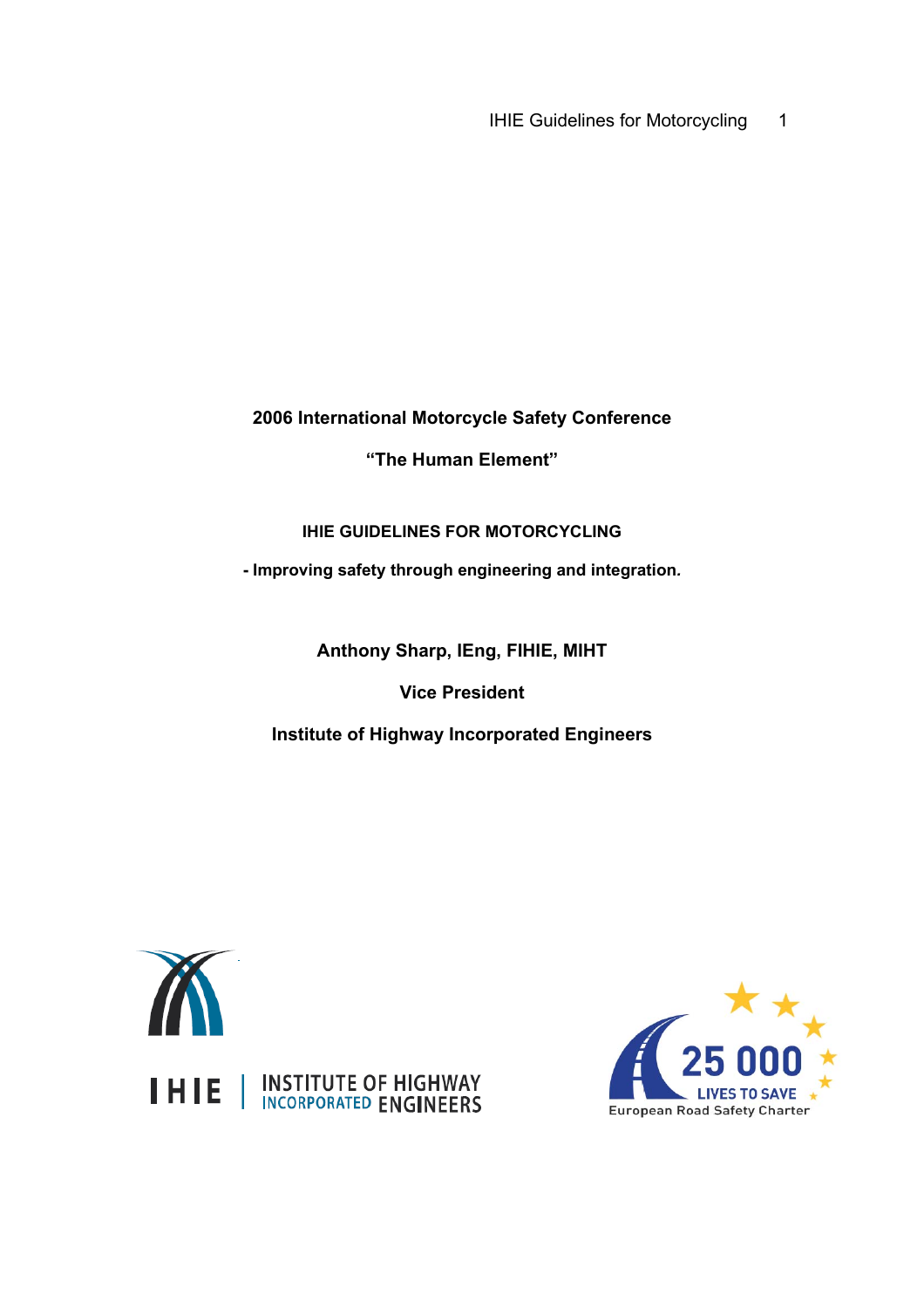**2006 International Motorcycle Safety Conference**

**“The Human Element”**

**IHIE GUIDELINES FOR MOTORCYCLING**

**- Improving safety through engineering and integration.**

**Anthony Sharp, IEng, FIHIE, MIHT**

**Vice President**

**Institute of Highway Incorporated Engineers**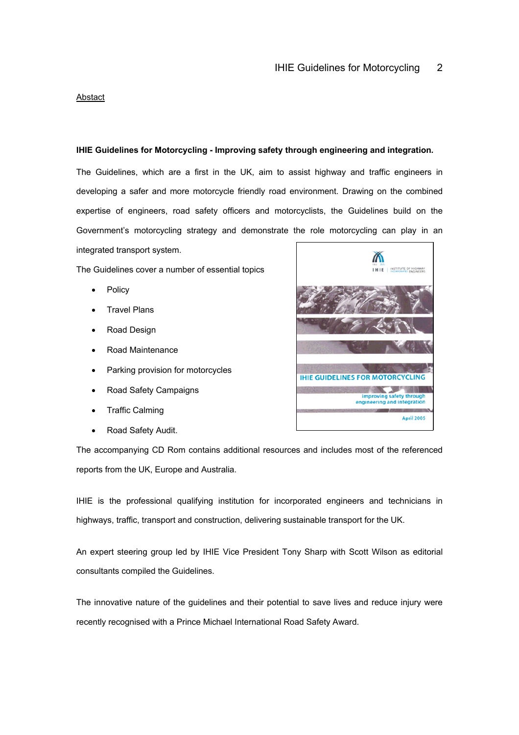Abstact

**IHIE Guidelines for Motorcycling - Improving safety through engineering and integration.**

The Guidelines, which are a first in the UK, aim to assist highway and traffic engineers in developing a safer and more motorcycle friendly road environment. Drawing on the combined expertise of engineers, road safety officers and motorcyclists, the Guidelines build on the Government's motorcycling strategy and demonstrate the role motorcycling can play in an integrated transport system.

The Guidelines cover a number of essential topics

- Policy
- Travel Plans
- Road Design
- Road Maintenance
- Parking provision for motorcycles
- Road Safety Campaigns
- Traffic Calming
- Road Safety Audit.

The accompanying CD Rom contains additional resources and includes most of the referenced reports from the UK, Europe and Australia.

IHIE is the professional qualifying institution for incorporated engineers and technicians in highways, traffic, transport and construction, delivering sustainable transport for the UK.

An expert steering group led by IHIE Vice President Tony Sharp with Scott Wilson as editorial consultants compiled the Guidelines.

The innovative nature of the guidelines and their potential to save lives and reduce injury were recently recognised with a Prince Michael International Road Safety Award.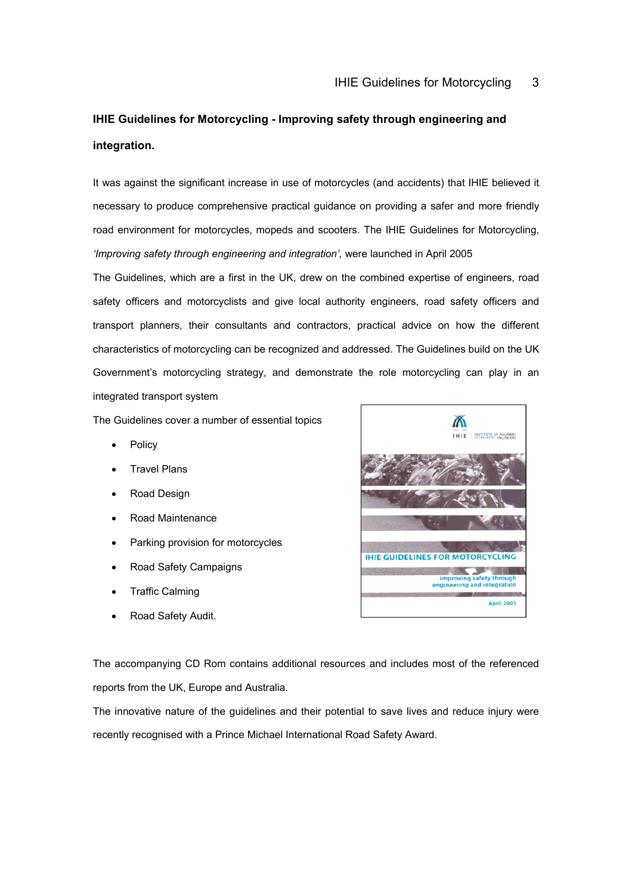**IHIE Guidelines for Motorcycling - Improving safety through engineering and integration.**

It was against the significant increase in use of motorcycles (and accidents) that IHIE believed it necessary to produce comprehensive practical guidance on providing a safer and more friendly road environment for motorcycles, mopeds and scooters. The IHIE Guidelines for Motorcycling, *'Improving safety through engineering and integration',* were launched in April 2005

The Guidelines, which are a first in the UK, drew on the combined expertise of engineers, road safety officers and motorcyclists and give local authority engineers, road safety officers and transport planners, their consultants and contractors, practical advice on how the different characteristics of motorcycling can be recognized and addressed. The Guidelines build on the UK Government's motorcycling strategy, and demonstrate the role motorcycling can play in an integrated transport system

The Guidelines cover a number of essential topics

- Policy
- Travel Plans
- Road Design
- Road Maintenance
- Parking provision for motorcycles
- Road Safety Campaigns
- Traffic Calming
- Road Safety Audit.

The accompanying CD Rom contains additional resources and includes most of the referenced reports from the UK, Europe and Australia.

The innovative nature of the guidelines and their potential to save lives and reduce injury were recently recognised with a Prince Michael International Road Safety Award.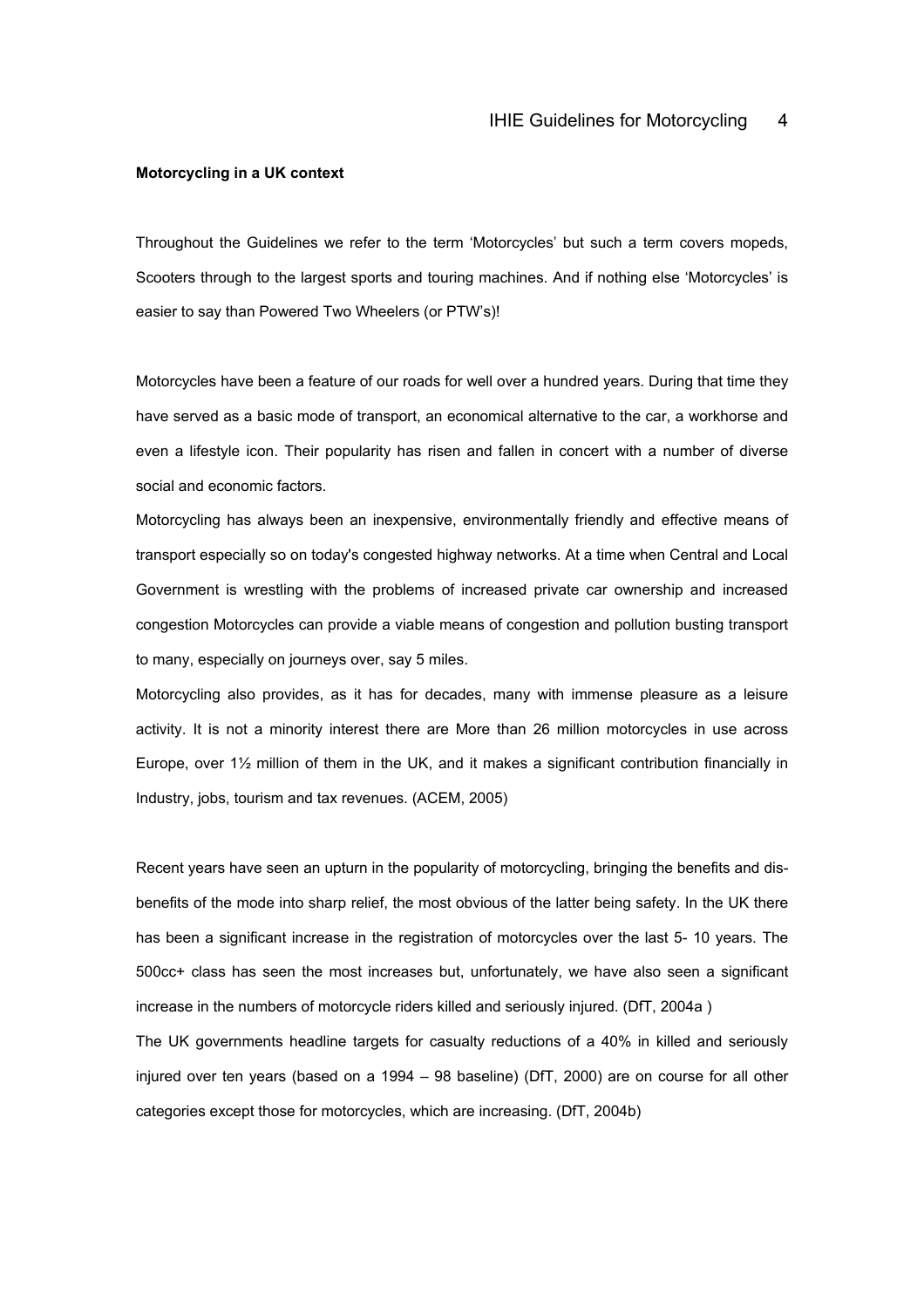**Motorcycling in a UK context**

Throughout the Guidelines we refer to the term 'Motorcycles' but such a term covers mopeds, Scooters through to the largest sports and touring machines. And if nothing else 'Motorcycles' is easier to say than Powered Two Wheelers (or PTW's)!

Motorcycles have been a feature of our roads for well over a hundred years. During that time they have served as a basic mode of transport, an economical alternative to the car, a workhorse and even a lifestyle icon. Their popularity has risen and fallen in concert with a number of diverse social and economic factors.

Motorcycling has always been an inexpensive, environmentally friendly and effective means of transport especially so on today's congested highway networks. At a time when Central and Local Government is wrestling with the problems of increased private car ownership and increased congestion Motorcycles can provide a viable means of congestion and pollution busting transport to many, especially on journeys over, say 5 miles.

Motorcycling also provides, as it has for decades, many with immense pleasure as a leisure activity. It is not a minority interest there are More than 26 million motorcycles in use across Europe, over 1½ million of them in the UK, and it makes a significant contribution financially in Industry, jobs, tourism and tax revenues. (ACEM, 2005)

Recent years have seen an upturn in the popularity of motorcycling, bringing the benefits and dis-benefits of the mode into sharp relief, the most obvious of the latter being safety. In the UK there has been a significant increase in the registration of motorcycles over the last 5- 10 years. The 500cc+ class has seen the most increases but, unfortunately, we have also seen a significant increase in the numbers of motorcycle riders killed and seriously injured. (DfT, 2004a )

The UK governments headline targets for casualty reductions of a 40% in killed and seriously injured over ten years (based on a 1994 – 98 baseline) (DfT, 2000) are on course for all other categories except those for motorcycles, which are increasing. (DfT, 2004b)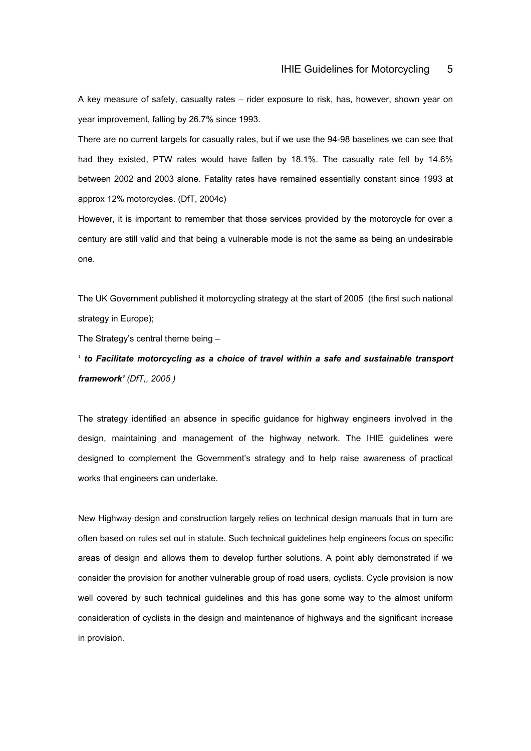A key measure of safety, casualty rates – rider exposure to risk, has, however, shown year on year improvement, falling by 26.7% since 1993.

There are no current targets for casualty rates, but if we use the 94-98 baselines we can see that had they existed, PTW rates would have fallen by 18.1%. The casualty rate fell by 14.6% between 2002 and 2003 alone. Fatality rates have remained essentially constant since 1993 at approx 12% motorcycles. (DfT, 2004c)

However, it is important to remember that those services provided by the motorcycle for over a century are still valid and that being a vulnerable mode is not the same as being an undesirable one.

The UK Government published it motorcycling strategy at the start of 2005 (the first such national strategy in Europe);

The Strategy's central theme being –

**' *to Facilitate motorcycling as a choice of travel within a safe and sustainable transport framework'*** *(DfT,, 2005 )*

The strategy identified an absence in specific guidance for highway engineers involved in the design, maintaining and management of the highway network. The IHIE guidelines were designed to complement the Government's strategy and to help raise awareness of practical works that engineers can undertake.

New Highway design and construction largely relies on technical design manuals that in turn are often based on rules set out in statute. Such technical guidelines help engineers focus on specific areas of design and allows them to develop further solutions. A point ably demonstrated if we consider the provision for another vulnerable group of road users, cyclists. Cycle provision is now well covered by such technical guidelines and this has gone some way to the almost uniform consideration of cyclists in the design and maintenance of highways and the significant increase in provision.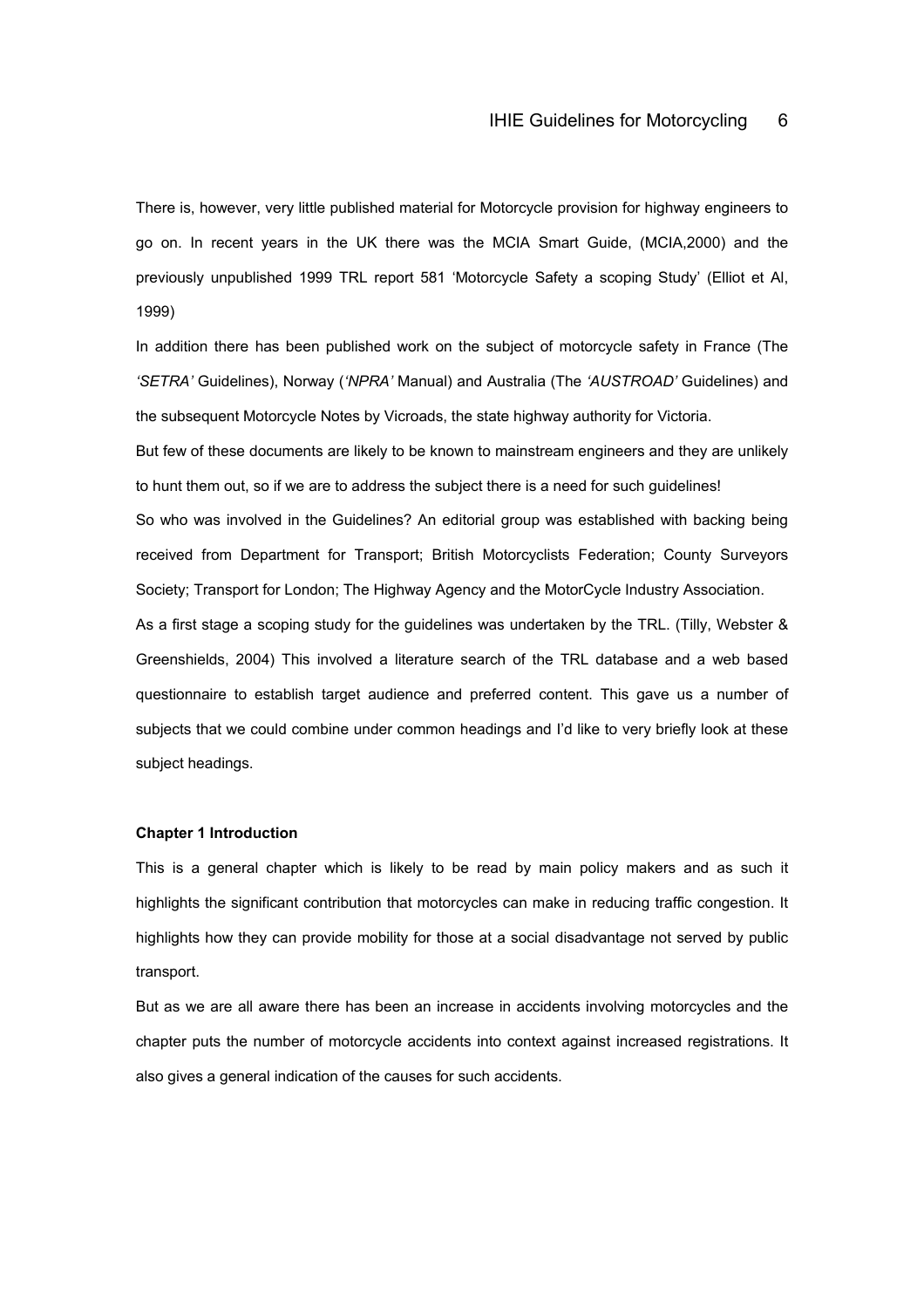There is, however, very little published material for Motorcycle provision for highway engineers to go on. In recent years in the UK there was the MCIA Smart Guide, (MCIA,2000) and the previously unpublished 1999 TRL report 581 'Motorcycle Safety a scoping Study' (Elliot et Al, 1999)

In addition there has been published work on the subject of motorcycle safety in France (The *'SETRA'* Guidelines), Norway (*'NPRA'* Manual) and Australia (The *'AUSTROAD'* Guidelines) and the subsequent Motorcycle Notes by Vicroads, the state highway authority for Victoria.

But few of these documents are likely to be known to mainstream engineers and they are unlikely to hunt them out, so if we are to address the subject there is a need for such guidelines!

So who was involved in the Guidelines? An editorial group was established with backing being received from Department for Transport; British Motorcyclists Federation; County Surveyors Society; Transport for London; The Highway Agency and the MotorCycle Industry Association.

As a first stage a scoping study for the guidelines was undertaken by the TRL. (Tilly, Webster & Greenshields, 2004) This involved a literature search of the TRL database and a web based questionnaire to establish target audience and preferred content. This gave us a number of subjects that we could combine under common headings and I'd like to very briefly look at these subject headings.

**Chapter 1 Introduction**

This is a general chapter which is likely to be read by main policy makers and as such it highlights the significant contribution that motorcycles can make in reducing traffic congestion. It highlights how they can provide mobility for those at a social disadvantage not served by public transport.

But as we are all aware there has been an increase in accidents involving motorcycles and the chapter puts the number of motorcycle accidents into context against increased registrations. It also gives a general indication of the causes for such accidents.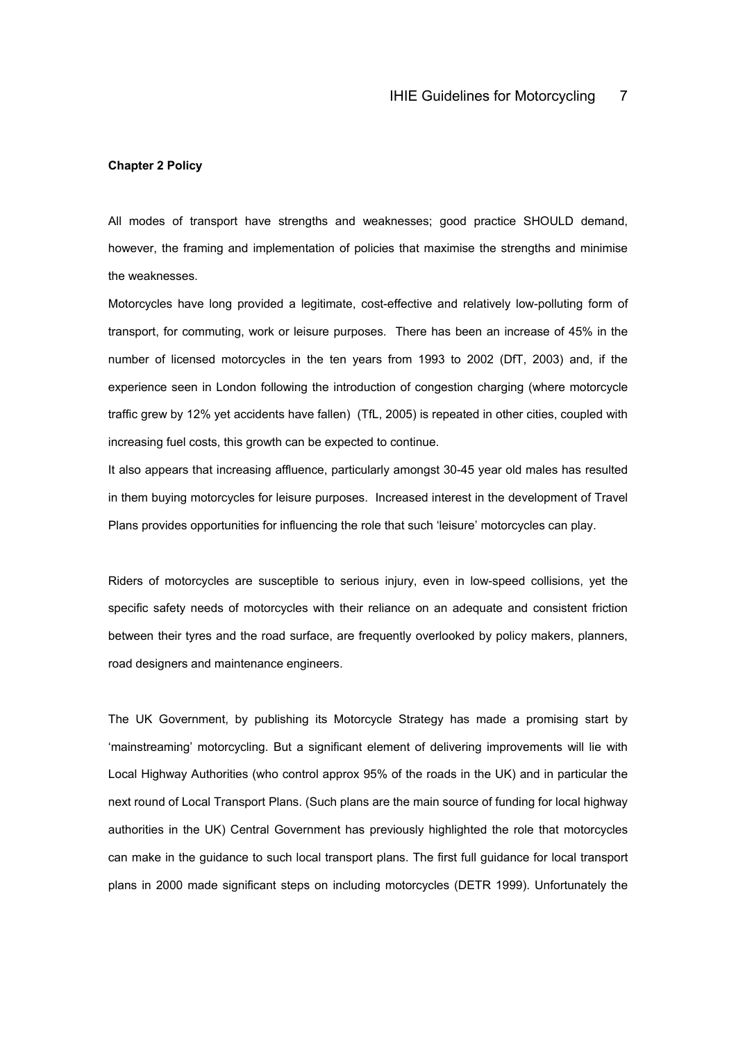**Chapter 2 Policy**

All modes of transport have strengths and weaknesses; good practice SHOULD demand, however, the framing and implementation of policies that maximise the strengths and minimise the weaknesses.

Motorcycles have long provided a legitimate, cost-effective and relatively low-polluting form of transport, for commuting, work or leisure purposes. There has been an increase of 45% in the number of licensed motorcycles in the ten years from 1993 to 2002 (DfT, 2003) and, if the experience seen in London following the introduction of congestion charging (where motorcycle traffic grew by 12% yet accidents have fallen) (TfL, 2005) is repeated in other cities, coupled with increasing fuel costs, this growth can be expected to continue.

It also appears that increasing affluence, particularly amongst 30-45 year old males has resulted in them buying motorcycles for leisure purposes. Increased interest in the development of Travel Plans provides opportunities for influencing the role that such 'leisure' motorcycles can play.

Riders of motorcycles are susceptible to serious injury, even in low-speed collisions, yet the specific safety needs of motorcycles with their reliance on an adequate and consistent friction between their tyres and the road surface, are frequently overlooked by policy makers, planners, road designers and maintenance engineers.

The UK Government, by publishing its Motorcycle Strategy has made a promising start by 'mainstreaming' motorcycling. But a significant element of delivering improvements will lie with Local Highway Authorities (who control approx 95% of the roads in the UK) and in particular the next round of Local Transport Plans. (Such plans are the main source of funding for local highway authorities in the UK) Central Government has previously highlighted the role that motorcycles can make in the guidance to such local transport plans. The first full guidance for local transport plans in 2000 made significant steps on including motorcycles (DETR 1999). Unfortunately the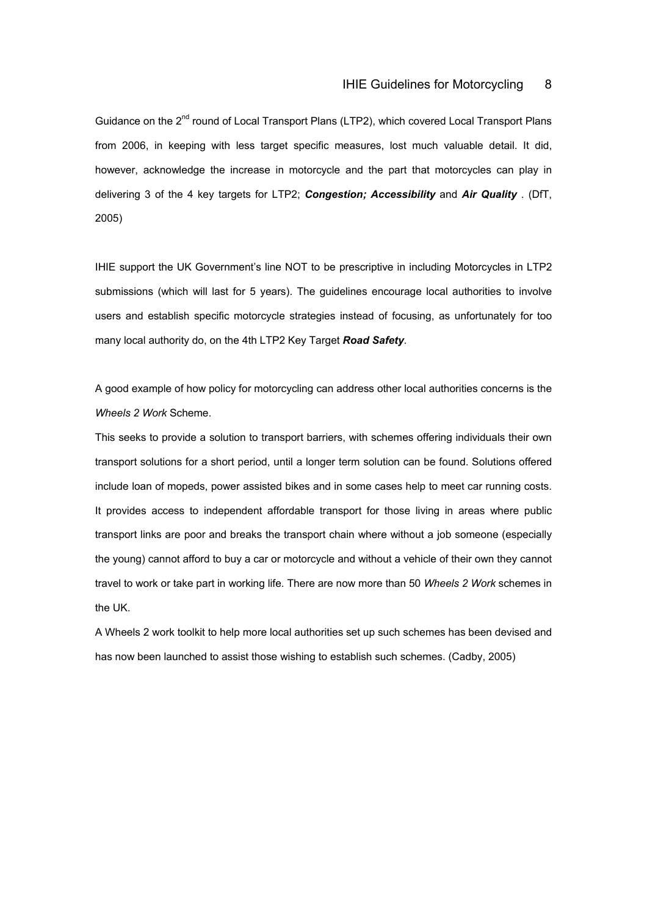Guidance on the 2nd round of Local Transport Plans (LTP2), which covered Local Transport Plans from 2006, in keeping with less target specific measures, lost much valuable detail. It did, however, acknowledge the increase in motorcycle and the part that motorcycles can play in delivering 3 of the 4 key targets for LTP2; ***Congestion; Accessibility*** and ***Air Quality*** . (DfT, 2005)

IHIE support the UK Government's line NOT to be prescriptive in including Motorcycles in LTP2 submissions (which will last for 5 years). The guidelines encourage local authorities to involve users and establish specific motorcycle strategies instead of focusing, as unfortunately for too many local authority do, on the 4th LTP2 Key Target ***Road Safety***.

A good example of how policy for motorcycling can address other local authorities concerns is the *Wheels 2 Work* Scheme.

This seeks to provide a solution to transport barriers, with schemes offering individuals their own transport solutions for a short period, until a longer term solution can be found. Solutions offered include loan of mopeds, power assisted bikes and in some cases help to meet car running costs. It provides access to independent affordable transport for those living in areas where public transport links are poor and breaks the transport chain where without a job someone (especially the young) cannot afford to buy a car or motorcycle and without a vehicle of their own they cannot travel to work or take part in working life. There are now more than 50 *Wheels 2 Work* schemes in the UK.

A Wheels 2 work toolkit to help more local authorities set up such schemes has been devised and has now been launched to assist those wishing to establish such schemes. (Cadby, 2005)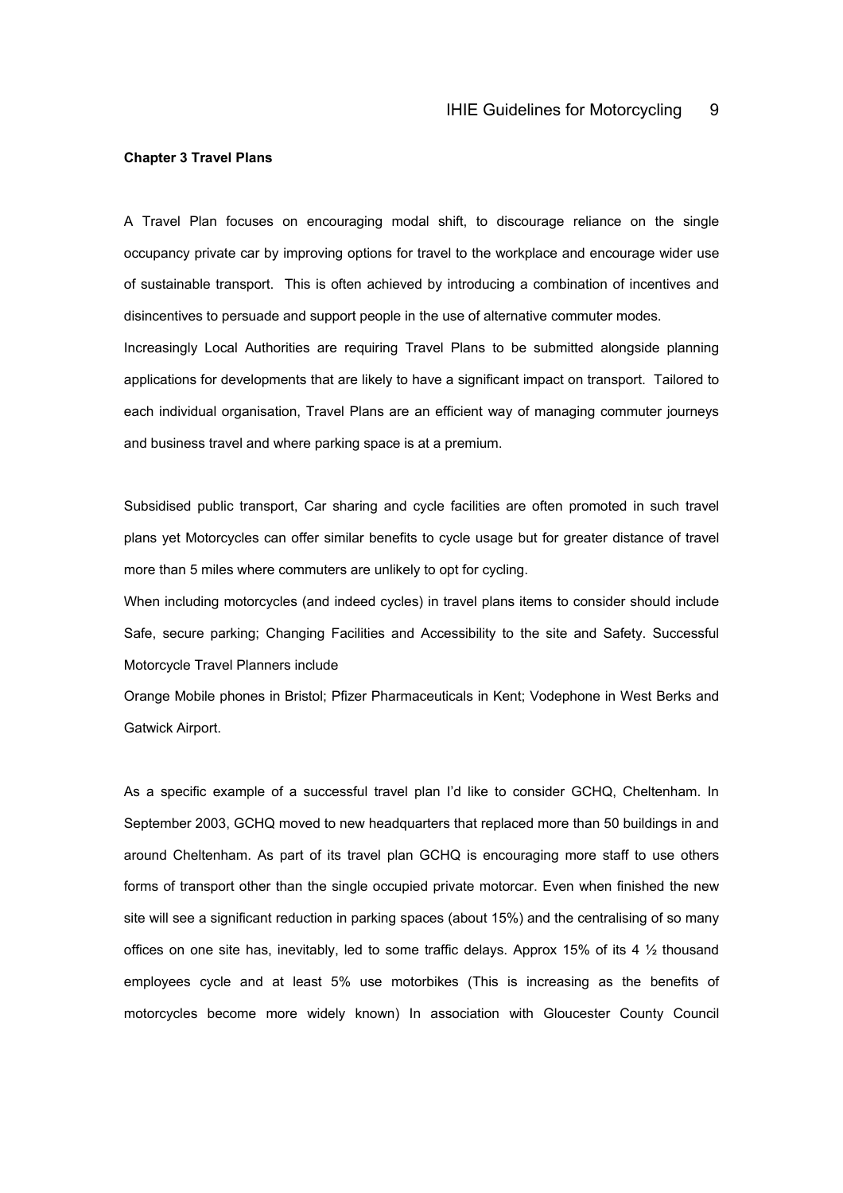**Chapter 3 Travel Plans**

A Travel Plan focuses on encouraging modal shift, to discourage reliance on the single occupancy private car by improving options for travel to the workplace and encourage wider use of sustainable transport. This is often achieved by introducing a combination of incentives and disincentives to persuade and support people in the use of alternative commuter modes.

Increasingly Local Authorities are requiring Travel Plans to be submitted alongside planning applications for developments that are likely to have a significant impact on transport. Tailored to each individual organisation, Travel Plans are an efficient way of managing commuter journeys and business travel and where parking space is at a premium.

Subsidised public transport, Car sharing and cycle facilities are often promoted in such travel plans yet Motorcycles can offer similar benefits to cycle usage but for greater distance of travel more than 5 miles where commuters are unlikely to opt for cycling.

When including motorcycles (and indeed cycles) in travel plans items to consider should include Safe, secure parking; Changing Facilities and Accessibility to the site and Safety. Successful Motorcycle Travel Planners include

Orange Mobile phones in Bristol; Pfizer Pharmaceuticals in Kent; Vodephone in West Berks and Gatwick Airport.

As a specific example of a successful travel plan I'd like to consider GCHQ, Cheltenham. In September 2003, GCHQ moved to new headquarters that replaced more than 50 buildings in and around Cheltenham. As part of its travel plan GCHQ is encouraging more staff to use others forms of transport other than the single occupied private motorcar. Even when finished the new site will see a significant reduction in parking spaces (about 15%) and the centralising of so many offices on one site has, inevitably, led to some traffic delays. Approx 15% of its 4 ½ thousand employees cycle and at least 5% use motorbikes (This is increasing as the benefits of motorcycles become more widely known) In association with Gloucester County Council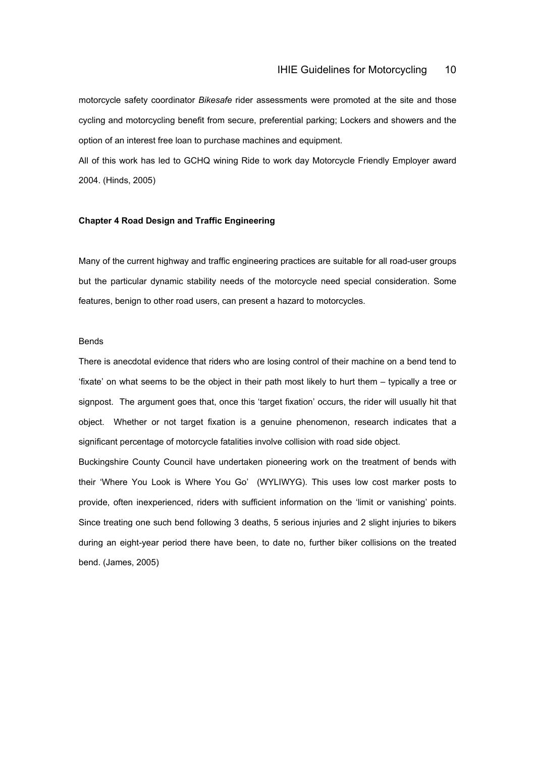motorcycle safety coordinator *Bikesafe* rider assessments were promoted at the site and those cycling and motorcycling benefit from secure, preferential parking; Lockers and showers and the option of an interest free loan to purchase machines and equipment.

All of this work has led to GCHQ wining Ride to work day Motorcycle Friendly Employer award 2004. (Hinds, 2005)

## Chapter 4 Road Design and Traffic Engineering

Many of the current highway and traffic engineering practices are suitable for all road-user groups but the particular dynamic stability needs of the motorcycle need special consideration. Some features, benign to other road users, can present a hazard to motorcycles.

### Bends

There is anecdotal evidence that riders who are losing control of their machine on a bend tend to 'fixate' on what seems to be the object in their path most likely to hurt them – typically a tree or signpost. The argument goes that, once this 'target fixation' occurs, the rider will usually hit that object. Whether or not target fixation is a genuine phenomenon, research indicates that a significant percentage of motorcycle fatalities involve collision with road side object.

Buckingshire County Council have undertaken pioneering work on the treatment of bends with their 'Where You Look is Where You Go' (WYLIWYG). This uses low cost marker posts to provide, often inexperienced, riders with sufficient information on the 'limit or vanishing' points. Since treating one such bend following 3 deaths, 5 serious injuries and 2 slight injuries to bikers during an eight-year period there have been, to date no, further biker collisions on the treated bend. (James, 2005)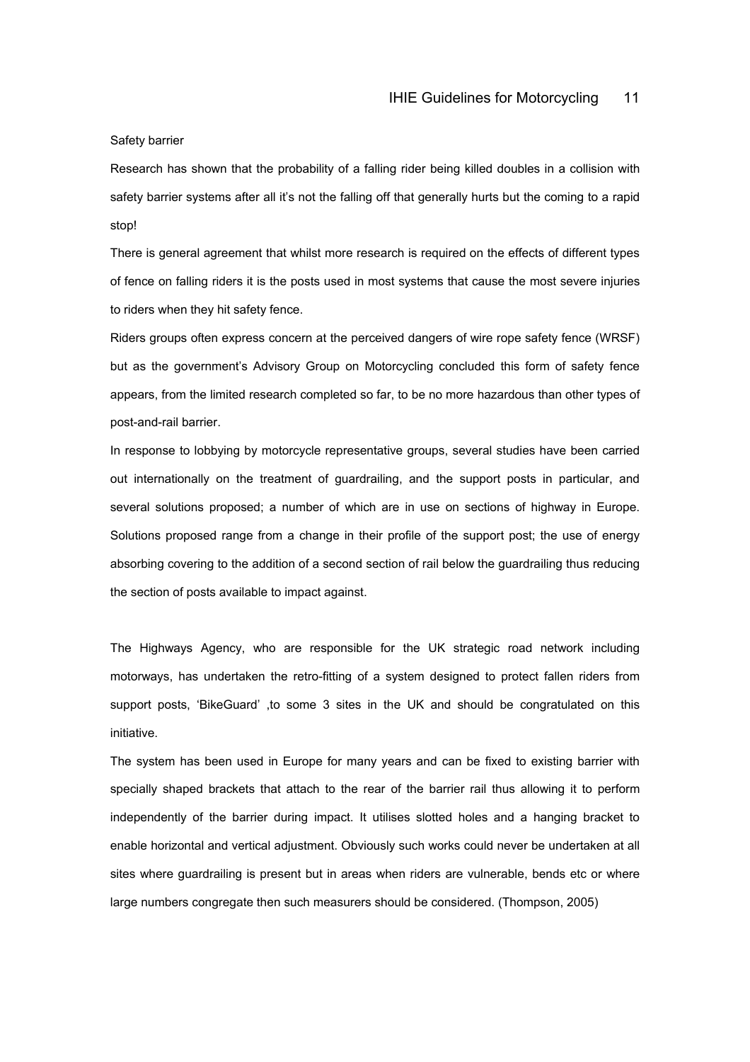Safety barrier

Research has shown that the probability of a falling rider being killed doubles in a collision with safety barrier systems after all it's not the falling off that generally hurts but the coming to a rapid stop!

There is general agreement that whilst more research is required on the effects of different types of fence on falling riders it is the posts used in most systems that cause the most severe injuries to riders when they hit safety fence.

Riders groups often express concern at the perceived dangers of wire rope safety fence (WRSF) but as the government's Advisory Group on Motorcycling concluded this form of safety fence appears, from the limited research completed so far, to be no more hazardous than other types of post-and-rail barrier.

In response to lobbying by motorcycle representative groups, several studies have been carried out internationally on the treatment of guardrailing, and the support posts in particular, and several solutions proposed; a number of which are in use on sections of highway in Europe. Solutions proposed range from a change in their profile of the support post; the use of energy absorbing covering to the addition of a second section of rail below the guardrailing thus reducing the section of posts available to impact against.

The Highways Agency, who are responsible for the UK strategic road network including motorways, has undertaken the retro-fitting of a system designed to protect fallen riders from support posts, 'BikeGuard' ,to some 3 sites in the UK and should be congratulated on this initiative.

The system has been used in Europe for many years and can be fixed to existing barrier with specially shaped brackets that attach to the rear of the barrier rail thus allowing it to perform independently of the barrier during impact. It utilises slotted holes and a hanging bracket to enable horizontal and vertical adjustment. Obviously such works could never be undertaken at all sites where guardrailing is present but in areas when riders are vulnerable, bends etc or where large numbers congregate then such measurers should be considered. (Thompson, 2005)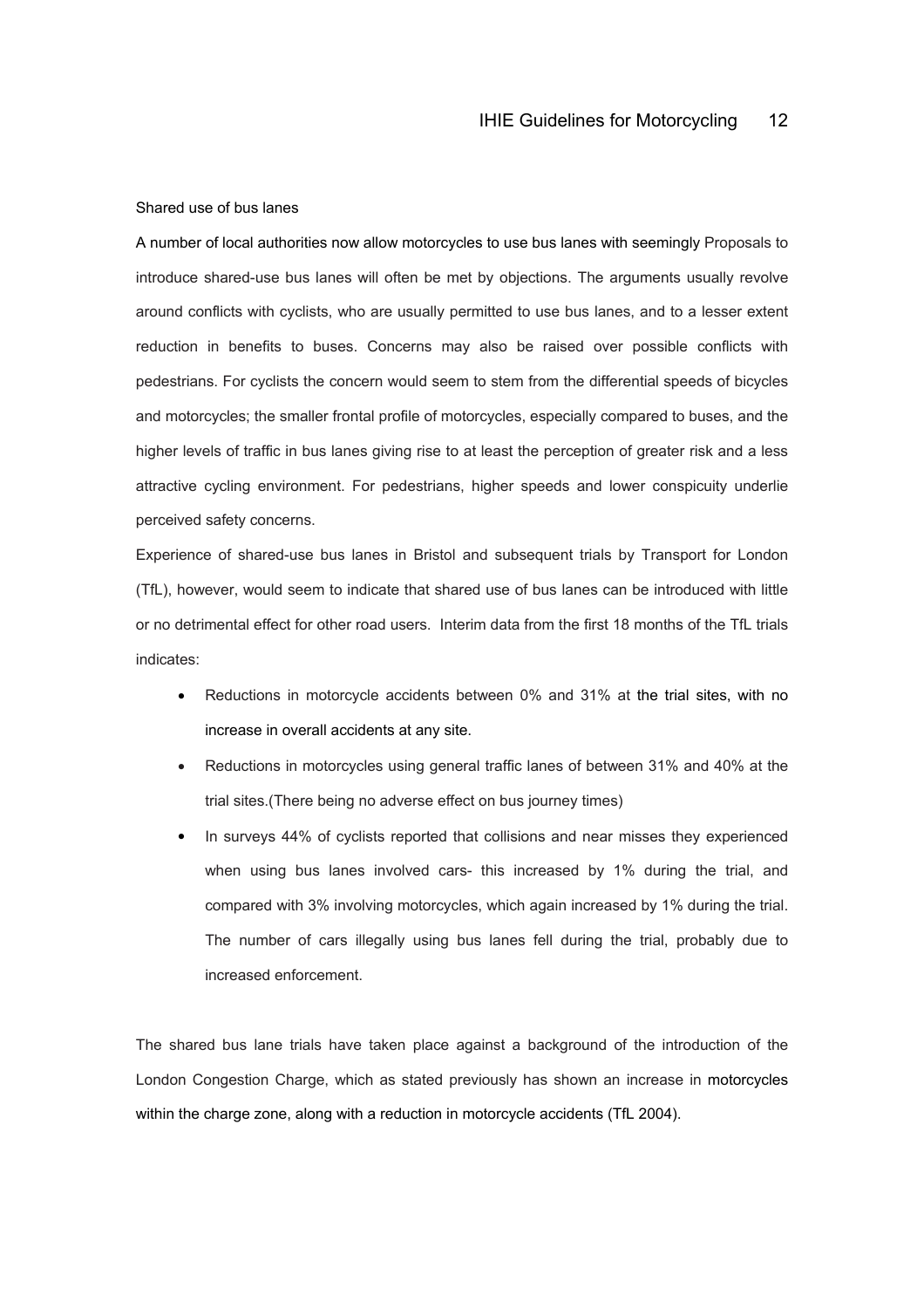Shared use of bus lanes

A number of local authorities now allow motorcycles to use bus lanes with seemingly Proposals to introduce shared-use bus lanes will often be met by objections. The arguments usually revolve around conflicts with cyclists, who are usually permitted to use bus lanes, and to a lesser extent reduction in benefits to buses. Concerns may also be raised over possible conflicts with pedestrians. For cyclists the concern would seem to stem from the differential speeds of bicycles and motorcycles; the smaller frontal profile of motorcycles, especially compared to buses, and the higher levels of traffic in bus lanes giving rise to at least the perception of greater risk and a less attractive cycling environment. For pedestrians, higher speeds and lower conspicuity underlie perceived safety concerns.

Experience of shared-use bus lanes in Bristol and subsequent trials by Transport for London (TfL), however, would seem to indicate that shared use of bus lanes can be introduced with little or no detrimental effect for other road users. Interim data from the first 18 months of the TfL trials indicates:

- Reductions in motorcycle accidents between 0% and 31% at the trial sites, with no increase in overall accidents at any site.
- Reductions in motorcycles using general traffic lanes of between 31% and 40% at the trial sites.(There being no adverse effect on bus journey times)
- In surveys 44% of cyclists reported that collisions and near misses they experienced when using bus lanes involved cars- this increased by 1% during the trial, and compared with 3% involving motorcycles, which again increased by 1% during the trial. The number of cars illegally using bus lanes fell during the trial, probably due to increased enforcement.

The shared bus lane trials have taken place against a background of the introduction of the London Congestion Charge, which as stated previously has shown an increase in motorcycles within the charge zone, along with a reduction in motorcycle accidents (TfL 2004).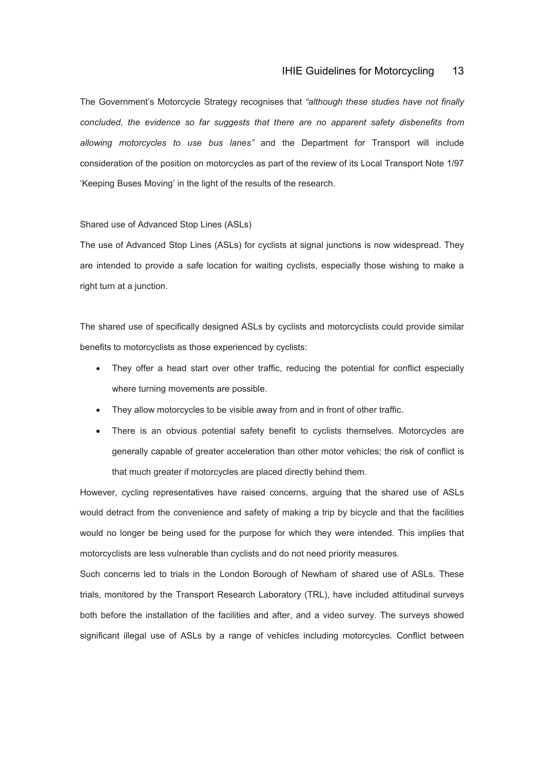The Government's Motorcycle Strategy recognises that *"although these studies have not finally concluded, the evidence so far suggests that there are no apparent safety disbenefits from allowing motorcycles to use bus lanes"* and the Department for Transport will include consideration of the position on motorcycles as part of the review of its Local Transport Note 1/97 'Keeping Buses Moving' in the light of the results of the research.

### Shared use of Advanced Stop Lines (ASLs)

The use of Advanced Stop Lines (ASLs) for cyclists at signal junctions is now widespread. They are intended to provide a safe location for waiting cyclists, especially those wishing to make a right turn at a junction.

The shared use of specifically designed ASLs by cyclists and motorcyclists could provide similar benefits to motorcyclists as those experienced by cyclists:

- They offer a head start over other traffic, reducing the potential for conflict especially where turning movements are possible.
- They allow motorcycles to be visible away from and in front of other traffic.
- There is an obvious potential safety benefit to cyclists themselves. Motorcycles are generally capable of greater acceleration than other motor vehicles; the risk of conflict is that much greater if motorcycles are placed directly behind them.

However, cycling representatives have raised concerns, arguing that the shared use of ASLs would detract from the convenience and safety of making a trip by bicycle and that the facilities would no longer be being used for the purpose for which they were intended. This implies that motorcyclists are less vulnerable than cyclists and do not need priority measures.

Such concerns led to trials in the London Borough of Newham of shared use of ASLs. These trials, monitored by the Transport Research Laboratory (TRL), have included attitudinal surveys both before the installation of the facilities and after, and a video survey. The surveys showed significant illegal use of ASLs by a range of vehicles including motorcycles. Conflict between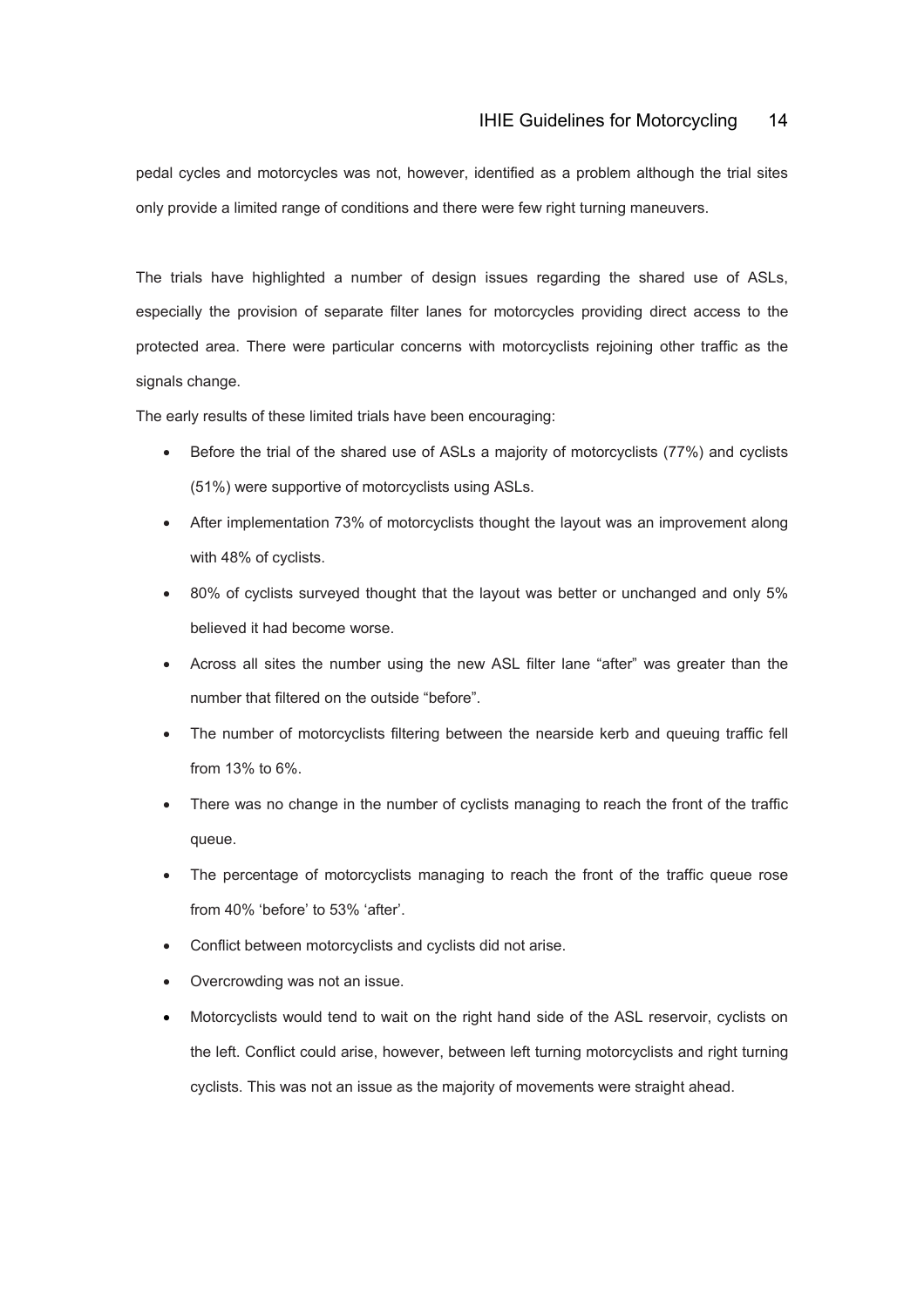pedal cycles and motorcycles was not, however, identified as a problem although the trial sites only provide a limited range of conditions and there were few right turning maneuvers.

The trials have highlighted a number of design issues regarding the shared use of ASLs, especially the provision of separate filter lanes for motorcycles providing direct access to the protected area. There were particular concerns with motorcyclists rejoining other traffic as the signals change.

The early results of these limited trials have been encouraging:

- Before the trial of the shared use of ASLs a majority of motorcyclists (77%) and cyclists (51%) were supportive of motorcyclists using ASLs.
- After implementation 73% of motorcyclists thought the layout was an improvement along with 48% of cyclists.
- 80% of cyclists surveyed thought that the layout was better or unchanged and only 5% believed it had become worse.
- Across all sites the number using the new ASL filter lane "after" was greater than the number that filtered on the outside "before".
- The number of motorcyclists filtering between the nearside kerb and queuing traffic fell from 13% to 6%.
- There was no change in the number of cyclists managing to reach the front of the traffic queue.
- The percentage of motorcyclists managing to reach the front of the traffic queue rose from 40% 'before' to 53% 'after'.
- Conflict between motorcyclists and cyclists did not arise.
- Overcrowding was not an issue.
- Motorcyclists would tend to wait on the right hand side of the ASL reservoir, cyclists on the left. Conflict could arise, however, between left turning motorcyclists and right turning cyclists. This was not an issue as the majority of movements were straight ahead.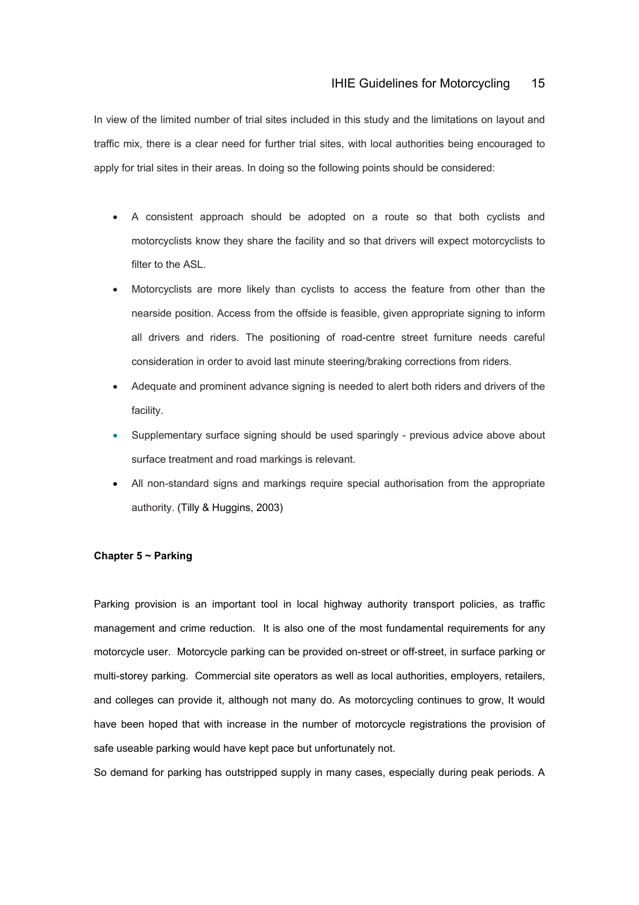In view of the limited number of trial sites included in this study and the limitations on layout and traffic mix, there is a clear need for further trial sites, with local authorities being encouraged to apply for trial sites in their areas. In doing so the following points should be considered:

- A consistent approach should be adopted on a route so that both cyclists and motorcyclists know they share the facility and so that drivers will expect motorcyclists to filter to the ASL.
- Motorcyclists are more likely than cyclists to access the feature from other than the nearside position. Access from the offside is feasible, given appropriate signing to inform all drivers and riders. The positioning of road-centre street furniture needs careful consideration in order to avoid last minute steering/braking corrections from riders.
- Adequate and prominent advance signing is needed to alert both riders and drivers of the facility.
- Supplementary surface signing should be used sparingly - previous advice above about surface treatment and road markings is relevant.
- All non-standard signs and markings require special authorisation from the appropriate authority. (Tilly & Huggins, 2003)

**Chapter 5 ~ Parking**

Parking provision is an important tool in local highway authority transport policies, as traffic management and crime reduction. It is also one of the most fundamental requirements for any motorcycle user. Motorcycle parking can be provided on-street or off-street, in surface parking or multi-storey parking. Commercial site operators as well as local authorities, employers, retailers, and colleges can provide it, although not many do. As motorcycling continues to grow, It would have been hoped that with increase in the number of motorcycle registrations the provision of safe useable parking would have kept pace but unfortunately not.

So demand for parking has outstripped supply in many cases, especially during peak periods. A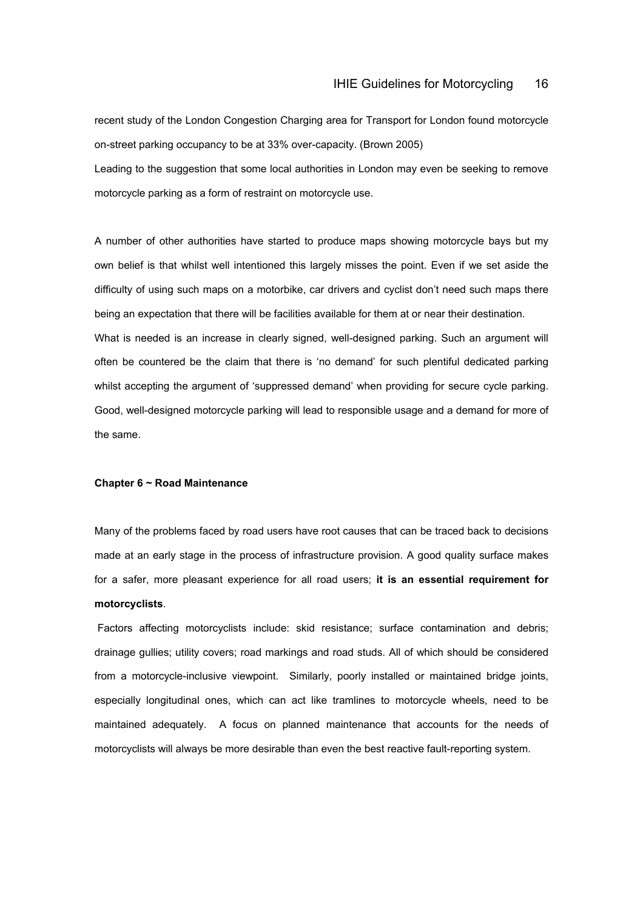recent study of the London Congestion Charging area for Transport for London found motorcycle on-street parking occupancy to be at 33% over-capacity. (Brown 2005)

Leading to the suggestion that some local authorities in London may even be seeking to remove motorcycle parking as a form of restraint on motorcycle use.

A number of other authorities have started to produce maps showing motorcycle bays but my own belief is that whilst well intentioned this largely misses the point. Even if we set aside the difficulty of using such maps on a motorbike, car drivers and cyclist don't need such maps there being an expectation that there will be facilities available for them at or near their destination.

What is needed is an increase in clearly signed, well-designed parking. Such an argument will often be countered be the claim that there is 'no demand' for such plentiful dedicated parking whilst accepting the argument of 'suppressed demand' when providing for secure cycle parking. Good, well-designed motorcycle parking will lead to responsible usage and a demand for more of the same.

## Chapter 6 ~ Road Maintenance

Many of the problems faced by road users have root causes that can be traced back to decisions made at an early stage in the process of infrastructure provision. A good quality surface makes for a safer, more pleasant experience for all road users; **it is an essential requirement for motorcyclists**.

Factors affecting motorcyclists include: skid resistance; surface contamination and debris; drainage gullies; utility covers; road markings and road studs. All of which should be considered from a motorcycle-inclusive viewpoint. Similarly, poorly installed or maintained bridge joints, especially longitudinal ones, which can act like tramlines to motorcycle wheels, need to be maintained adequately. A focus on planned maintenance that accounts for the needs of motorcyclists will always be more desirable than even the best reactive fault-reporting system.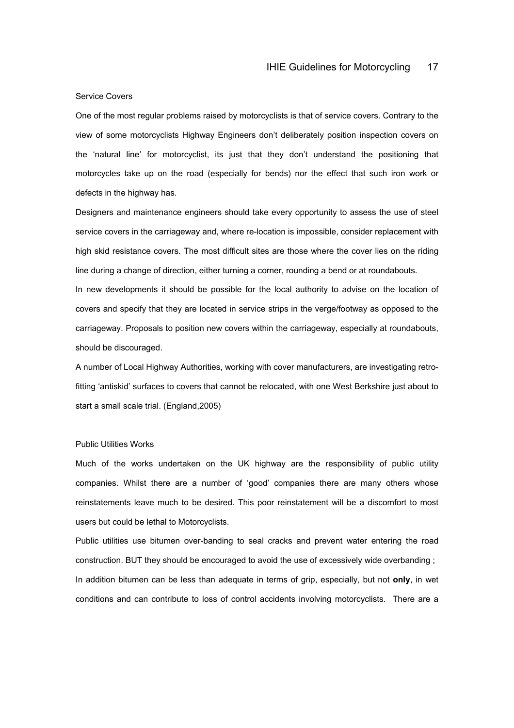Service Covers

One of the most regular problems raised by motorcyclists is that of service covers. Contrary to the view of some motorcyclists Highway Engineers don't deliberately position inspection covers on the 'natural line' for motorcyclist, its just that they don't understand the positioning that motorcycles take up on the road (especially for bends) nor the effect that such iron work or defects in the highway has.

Designers and maintenance engineers should take every opportunity to assess the use of steel service covers in the carriageway and, where re-location is impossible, consider replacement with high skid resistance covers. The most difficult sites are those where the cover lies on the riding line during a change of direction, either turning a corner, rounding a bend or at roundabouts.

In new developments it should be possible for the local authority to advise on the location of covers and specify that they are located in service strips in the verge/footway as opposed to the carriageway. Proposals to position new covers within the carriageway, especially at roundabouts, should be discouraged.

A number of Local Highway Authorities, working with cover manufacturers, are investigating retro-fitting 'antiskid' surfaces to covers that cannot be relocated, with one West Berkshire just about to start a small scale trial. (England,2005)

Public Utilities Works

Much of the works undertaken on the UK highway are the responsibility of public utility companies. Whilst there are a number of 'good' companies there are many others whose reinstatements leave much to be desired. This poor reinstatement will be a discomfort to most users but could be lethal to Motorcyclists.

Public utilities use bitumen over-banding to seal cracks and prevent water entering the road construction. BUT they should be encouraged to avoid the use of excessively wide overbanding ;

In addition bitumen can be less than adequate in terms of grip, especially, but not **only**, in wet conditions and can contribute to loss of control accidents involving motorcyclists. There are a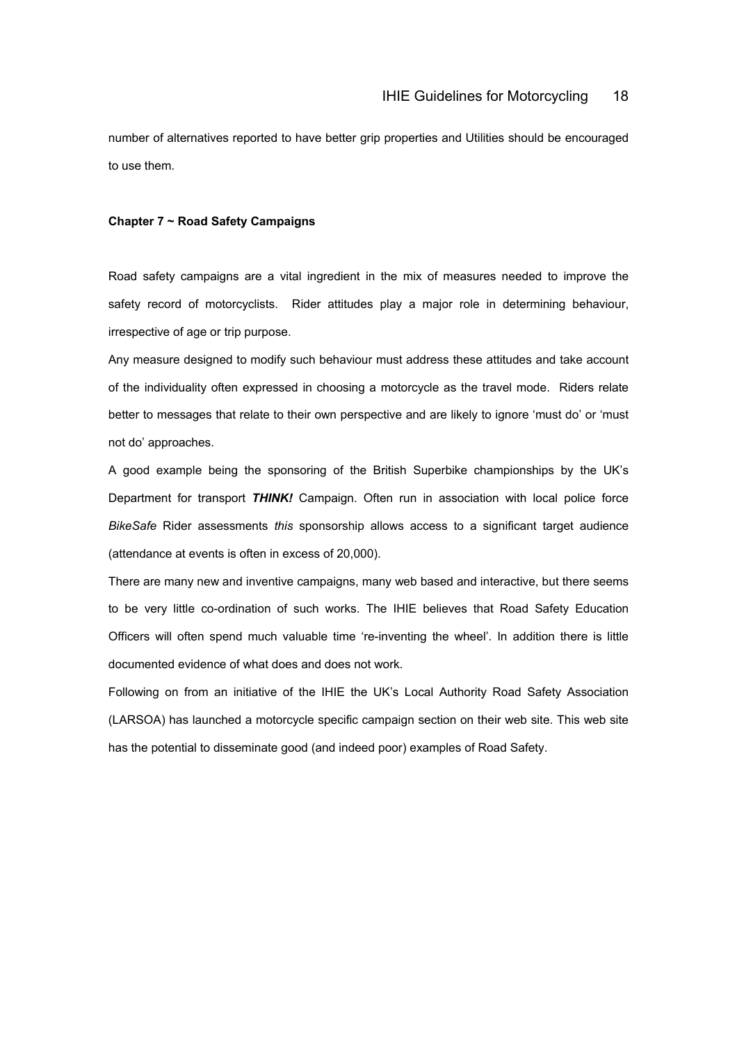number of alternatives reported to have better grip properties and Utilities should be encouraged to use them.

## Chapter 7 ~ Road Safety Campaigns

Road safety campaigns are a vital ingredient in the mix of measures needed to improve the safety record of motorcyclists. Rider attitudes play a major role in determining behaviour, irrespective of age or trip purpose.

Any measure designed to modify such behaviour must address these attitudes and take account of the individuality often expressed in choosing a motorcycle as the travel mode. Riders relate better to messages that relate to their own perspective and are likely to ignore 'must do' or 'must not do' approaches.

A good example being the sponsoring of the British Superbike championships by the UK's Department for transport ***THINK!*** Campaign. Often run in association with local police force *BikeSafe* Rider assessments *this* sponsorship allows access to a significant target audience (attendance at events is often in excess of 20,000).

There are many new and inventive campaigns, many web based and interactive, but there seems to be very little co-ordination of such works. The IHIE believes that Road Safety Education Officers will often spend much valuable time 're-inventing the wheel'. In addition there is little documented evidence of what does and does not work.

Following on from an initiative of the IHIE the UK's Local Authority Road Safety Association (LARSOA) has launched a motorcycle specific campaign section on their web site. This web site has the potential to disseminate good (and indeed poor) examples of Road Safety.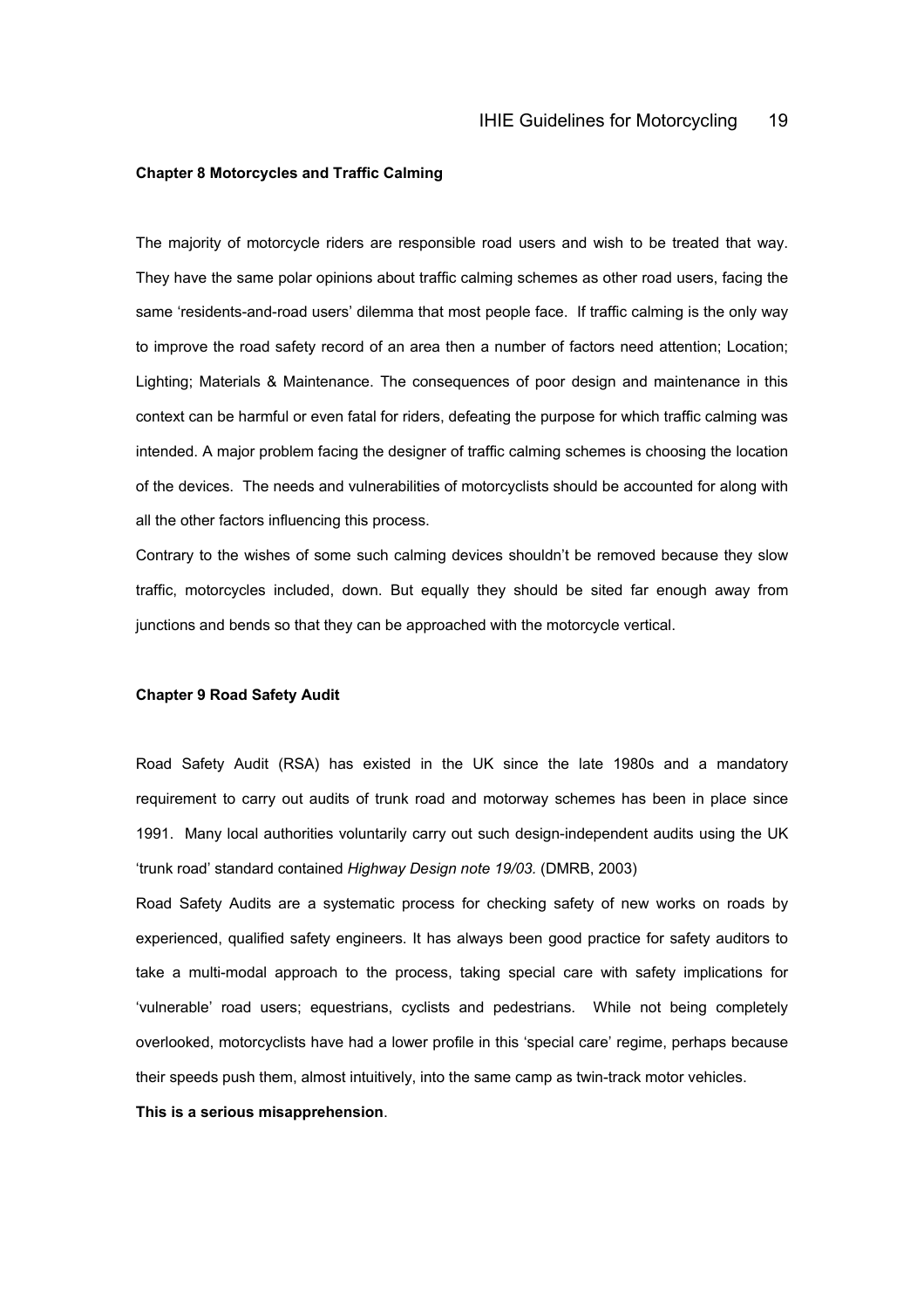## Chapter 8 Motorcycles and Traffic Calming

The majority of motorcycle riders are responsible road users and wish to be treated that way. They have the same polar opinions about traffic calming schemes as other road users, facing the same 'residents-and-road users' dilemma that most people face. If traffic calming is the only way to improve the road safety record of an area then a number of factors need attention; Location; Lighting; Materials & Maintenance. The consequences of poor design and maintenance in this context can be harmful or even fatal for riders, defeating the purpose for which traffic calming was intended. A major problem facing the designer of traffic calming schemes is choosing the location of the devices. The needs and vulnerabilities of motorcyclists should be accounted for along with all the other factors influencing this process.

Contrary to the wishes of some such calming devices shouldn't be removed because they slow traffic, motorcycles included, down. But equally they should be sited far enough away from junctions and bends so that they can be approached with the motorcycle vertical.

## Chapter 9 Road Safety Audit

Road Safety Audit (RSA) has existed in the UK since the late 1980s and a mandatory requirement to carry out audits of trunk road and motorway schemes has been in place since 1991. Many local authorities voluntarily carry out such design-independent audits using the UK 'trunk road' standard contained *Highway Design note 19/03.* (DMRB, 2003)

Road Safety Audits are a systematic process for checking safety of new works on roads by experienced, qualified safety engineers. It has always been good practice for safety auditors to take a multi-modal approach to the process, taking special care with safety implications for 'vulnerable' road users; equestrians, cyclists and pedestrians. While not being completely overlooked, motorcyclists have had a lower profile in this 'special care' regime, perhaps because their speeds push them, almost intuitively, into the same camp as twin-track motor vehicles.

**This is a serious misapprehension**.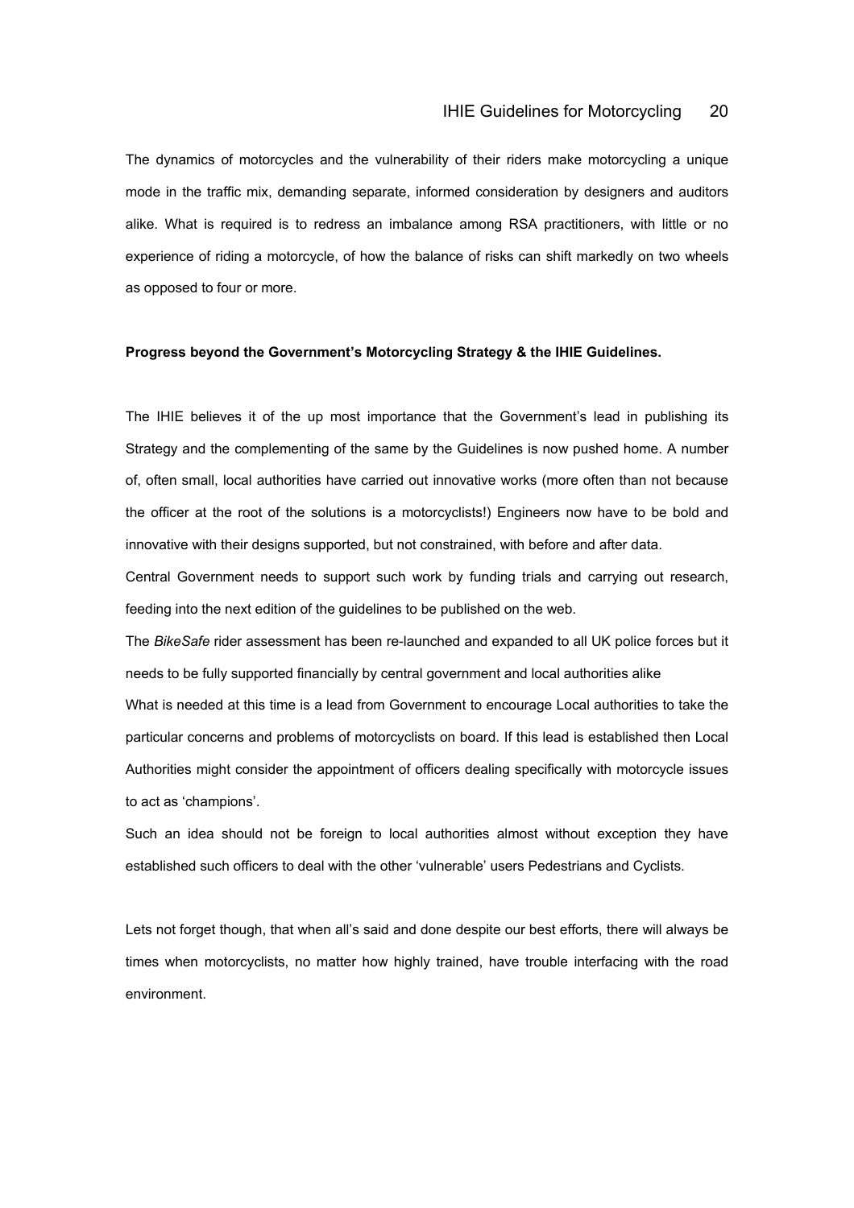The dynamics of motorcycles and the vulnerability of their riders make motorcycling a unique mode in the traffic mix, demanding separate, informed consideration by designers and auditors alike. What is required is to redress an imbalance among RSA practitioners, with little or no experience of riding a motorcycle, of how the balance of risks can shift markedly on two wheels as opposed to four or more.

**Progress beyond the Government's Motorcycling Strategy & the IHIE Guidelines.**

The IHIE believes it of the up most importance that the Government's lead in publishing its Strategy and the complementing of the same by the Guidelines is now pushed home. A number of, often small, local authorities have carried out innovative works (more often than not because the officer at the root of the solutions is a motorcyclists!) Engineers now have to be bold and innovative with their designs supported, but not constrained, with before and after data.

Central Government needs to support such work by funding trials and carrying out research, feeding into the next edition of the guidelines to be published on the web.

The *BikeSafe* rider assessment has been re-launched and expanded to all UK police forces but it needs to be fully supported financially by central government and local authorities alike

What is needed at this time is a lead from Government to encourage Local authorities to take the particular concerns and problems of motorcyclists on board. If this lead is established then Local Authorities might consider the appointment of officers dealing specifically with motorcycle issues to act as 'champions'.

Such an idea should not be foreign to local authorities almost without exception they have established such officers to deal with the other 'vulnerable' users Pedestrians and Cyclists.

Lets not forget though, that when all's said and done despite our best efforts, there will always be times when motorcyclists, no matter how highly trained, have trouble interfacing with the road environment.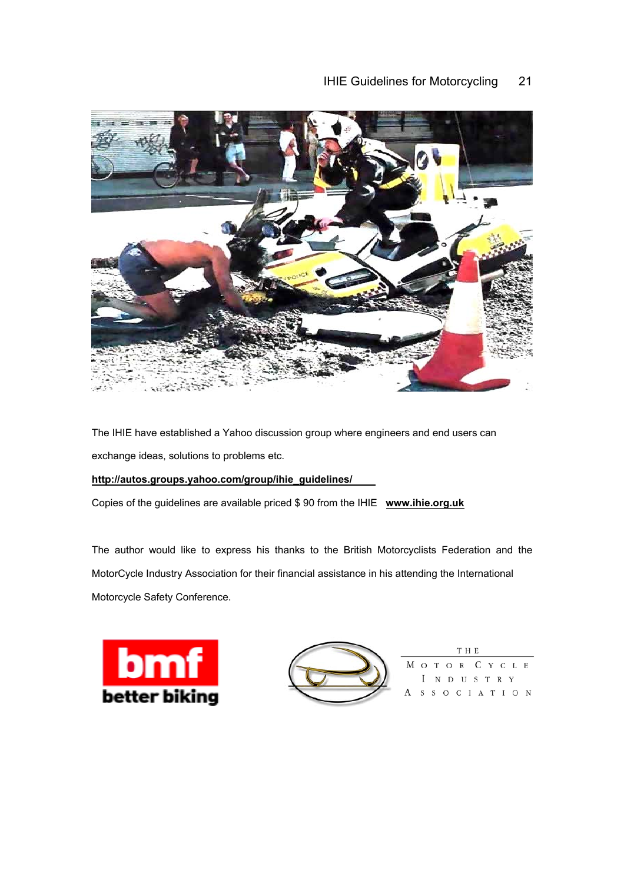The IHIE have established a Yahoo discussion group where engineers and end users can exchange ideas, solutions to problems etc.

**http://autos.groups.yahoo.com/group/ihie_guidelines/**

Copies of the guidelines are available priced $ 90 from the IHIE **www.ihie.org.uk**

The author would like to express his thanks to the British Motorcyclists Federation and the MotorCycle Industry Association for their financial assistance in his attending the International Motorcycle Safety Conference.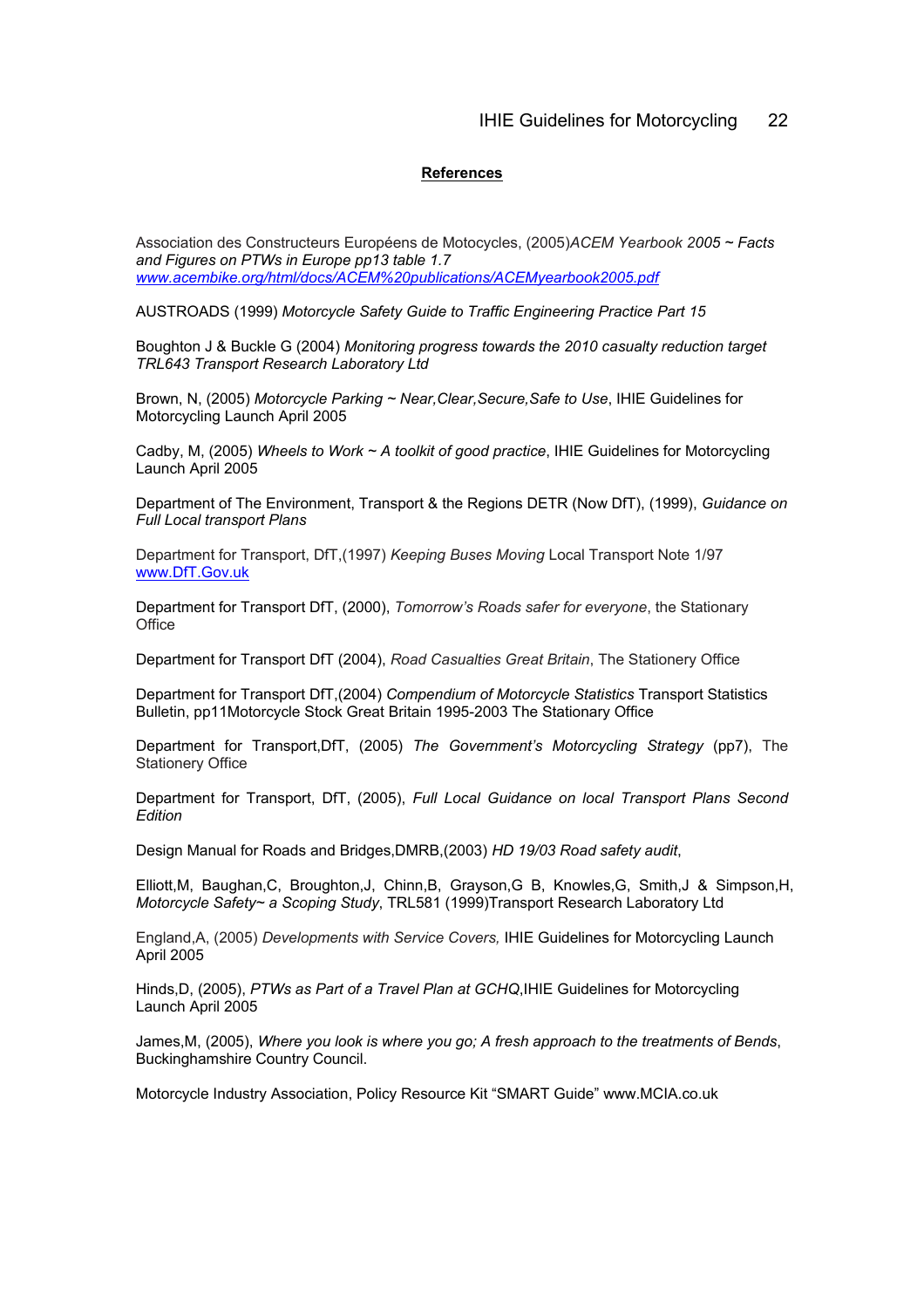## References

Association des Constructeurs Européens de Motocycles, (2005)*ACEM Yearbook 2005 ~ Facts and Figures on PTWs in Europe pp13 table 1.7* *www.acembike.org/html/docs/ACEM%20publications/ACEMyearbook2005.pdf*

AUSTROADS (1999) *Motorcycle Safety Guide to Traffic Engineering Practice Part 15*

Boughton J & Buckle G (2004) *Monitoring progress towards the 2010 casualty reduction target TRL643 Transport Research Laboratory Ltd*

Brown, N, (2005) *Motorcycle Parking ~ Near,Clear,Secure,Safe to Use*, IHIE Guidelines for Motorcycling Launch April 2005

Cadby, M, (2005) *Wheels to Work ~ A toolkit of good practice*, IHIE Guidelines for Motorcycling Launch April 2005

Department of The Environment, Transport & the Regions DETR (Now DfT), (1999), *Guidance on Full Local transport Plans*

Department for Transport, DfT,(1997) *Keeping Buses Moving* Local Transport Note 1/97 www.DfT.Gov.uk

Department for Transport DfT, (2000), *Tomorrow's Roads safer for everyone*, the Stationary Office

Department for Transport DfT (2004), *Road Casualties Great Britain*, The Stationery Office

Department for Transport DfT,(2004) *Compendium of Motorcycle Statistics* Transport Statistics Bulletin, pp11Motorcycle Stock Great Britain 1995-2003 The Stationary Office

Department for Transport,DfT, (2005) *The Government's Motorcycling Strategy* (pp7), The Stationery Office

Department for Transport, DfT, (2005), *Full Local Guidance on local Transport Plans Second Edition*

Design Manual for Roads and Bridges,DMRB,(2003) *HD 19/03 Road safety audit*,

Elliott,M, Baughan,C, Broughton,J, Chinn,B, Grayson,G B, Knowles,G, Smith,J & Simpson,H, *Motorcycle Safety~ a Scoping Study*, TRL581 (1999)Transport Research Laboratory Ltd

England,A, (2005) *Developments with Service Covers,* IHIE Guidelines for Motorcycling Launch April 2005

Hinds,D, (2005), *PTWs as Part of a Travel Plan at GCHQ*,IHIE Guidelines for Motorcycling Launch April 2005

James,M, (2005), *Where you look is where you go; A fresh approach to the treatments of Bends*, Buckinghamshire Country Council.

Motorcycle Industry Association, Policy Resource Kit "SMART Guide" www.MCIA.co.uk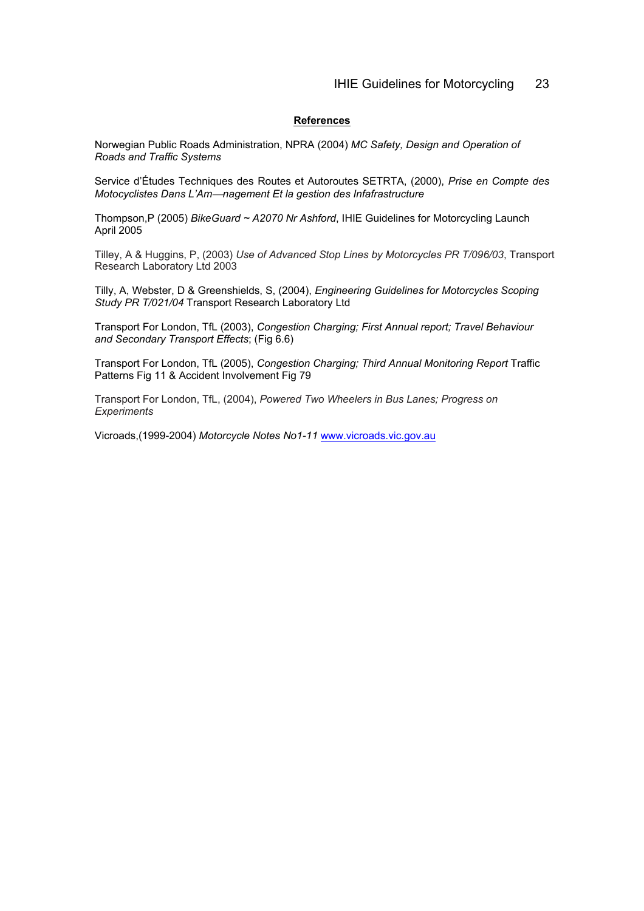## References

Norwegian Public Roads Administration, NPRA (2004) *MC Safety, Design and Operation of Roads and Traffic Systems*

Service d'Études Techniques des Routes et Autoroutes SETRTA, (2000), *Prise en Compte des Motocyclistes Dans L'Am—nagement Et la gestion des Infafrastructure*

Thompson,P (2005) *BikeGuard ~ A2070 Nr Ashford*, IHIE Guidelines for Motorcycling Launch April 2005

Tilley, A & Huggins, P, (2003) *Use of Advanced Stop Lines by Motorcycles PR T/096/03*, Transport Research Laboratory Ltd 2003

Tilly, A, Webster, D & Greenshields, S, (2004), *Engineering Guidelines for Motorcycles Scoping Study PR T/021/04* Transport Research Laboratory Ltd

Transport For London, TfL (2003), *Congestion Charging; First Annual report; Travel Behaviour and Secondary Transport Effects*; (Fig 6.6)

Transport For London, TfL (2005), *Congestion Charging; Third Annual Monitoring Report* Traffic Patterns Fig 11 & Accident Involvement Fig 79

Transport For London, TfL, (2004), *Powered Two Wheelers in Bus Lanes; Progress on Experiments*

Vicroads,(1999-2004) *Motorcycle Notes No1-11* www.vicroads.vic.gov.au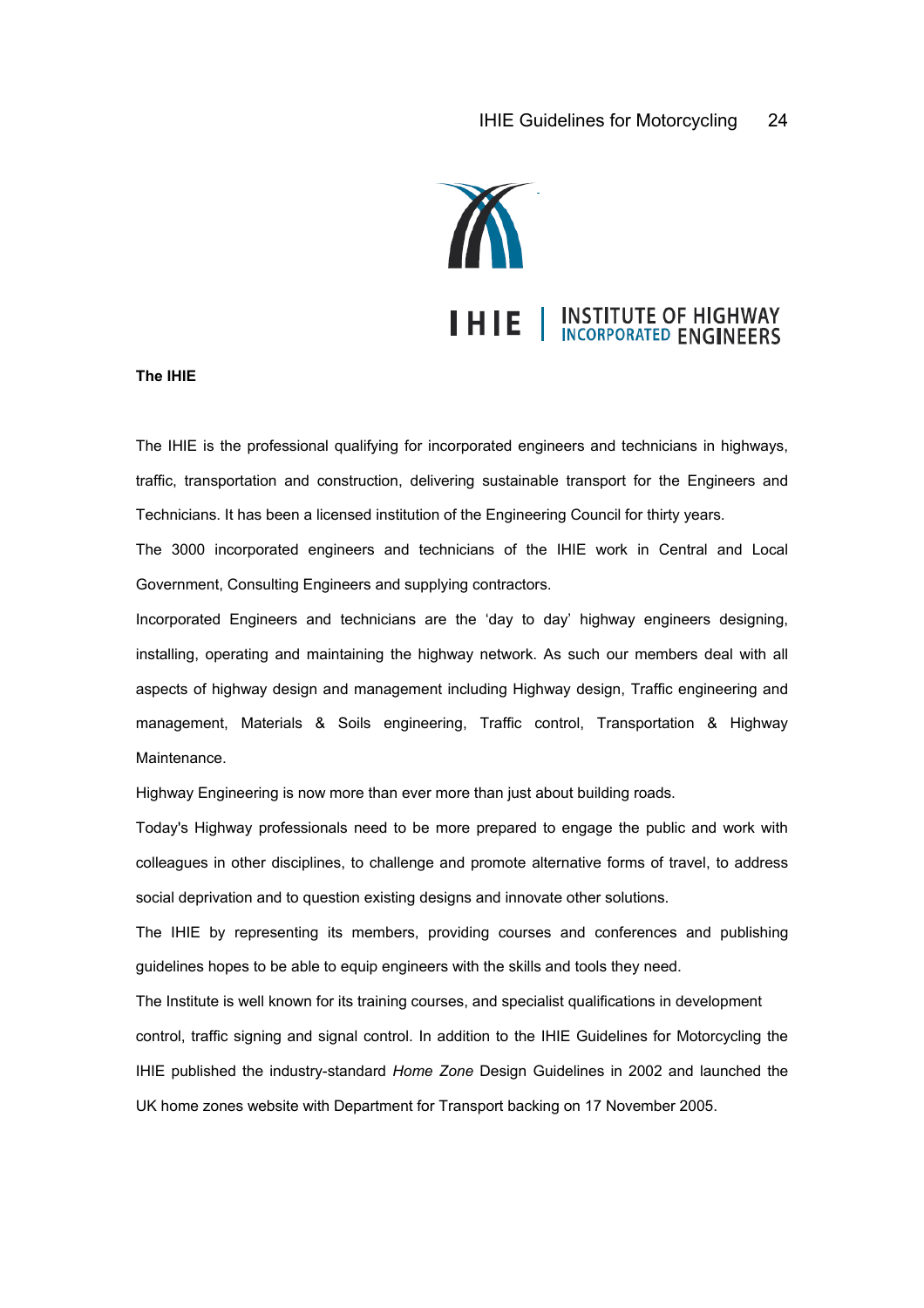IHIE | INSTITUTE OF HIGHWAY INCORPORATED ENGINEERS

**The IHIE**

The IHIE is the professional qualifying for incorporated engineers and technicians in highways, traffic, transportation and construction, delivering sustainable transport for the Engineers and Technicians. It has been a licensed institution of the Engineering Council for thirty years.

The 3000 incorporated engineers and technicians of the IHIE work in Central and Local Government, Consulting Engineers and supplying contractors.

Incorporated Engineers and technicians are the 'day to day' highway engineers designing, installing, operating and maintaining the highway network. As such our members deal with all aspects of highway design and management including Highway design, Traffic engineering and management, Materials & Soils engineering, Traffic control, Transportation & Highway Maintenance.

Highway Engineering is now more than ever more than just about building roads.

Today's Highway professionals need to be more prepared to engage the public and work with colleagues in other disciplines, to challenge and promote alternative forms of travel, to address social deprivation and to question existing designs and innovate other solutions.

The IHIE by representing its members, providing courses and conferences and publishing guidelines hopes to be able to equip engineers with the skills and tools they need.

The Institute is well known for its training courses, and specialist qualifications in development control, traffic signing and signal control. In addition to the IHIE Guidelines for Motorcycling the IHIE published the industry-standard *Home Zone* Design Guidelines in 2002 and launched the UK home zones website with Department for Transport backing on 17 November 2005.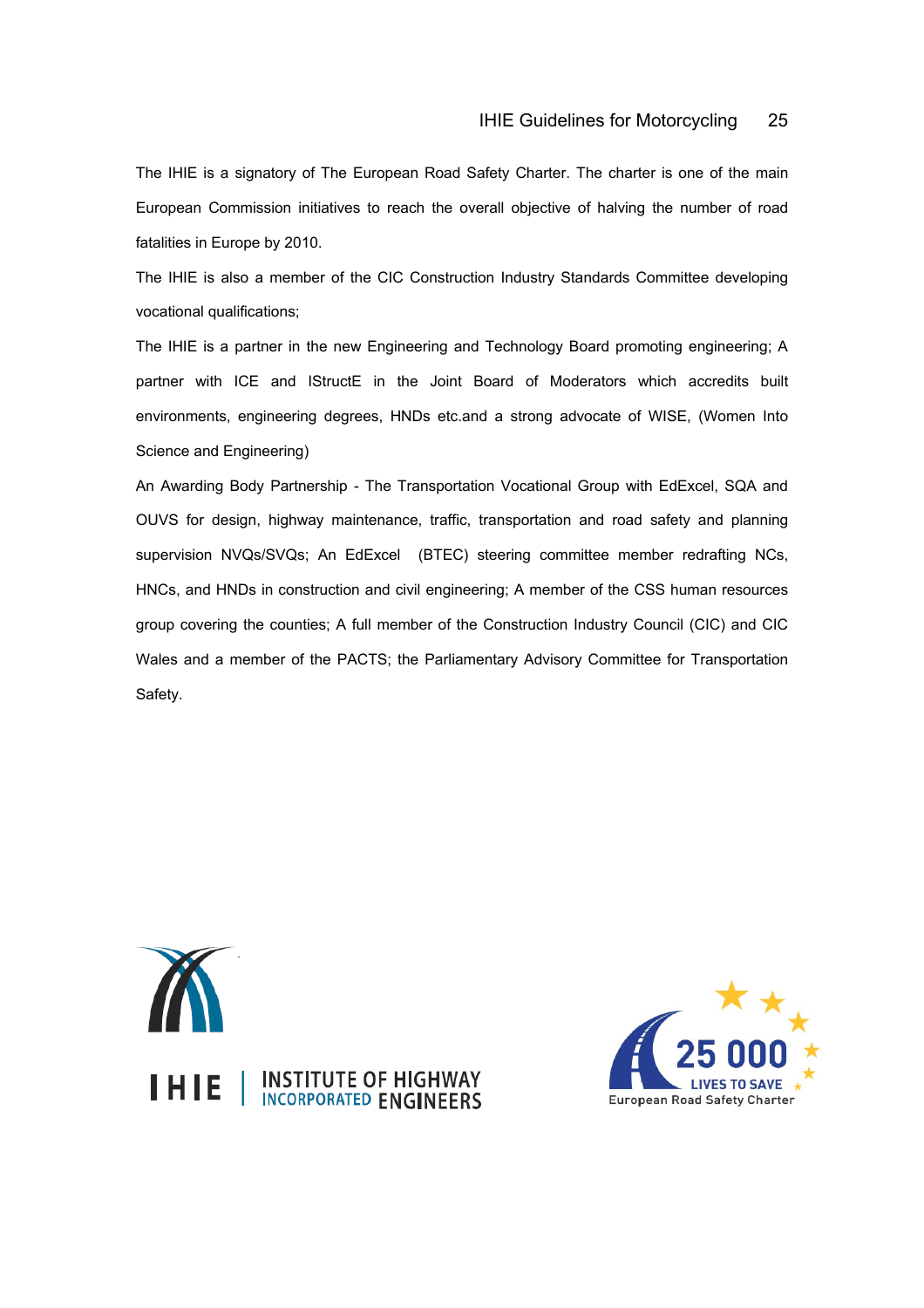The IHIE is a signatory of The European Road Safety Charter. The charter is one of the main European Commission initiatives to reach the overall objective of halving the number of road fatalities in Europe by 2010.

The IHIE is also a member of the CIC Construction Industry Standards Committee developing vocational qualifications;

The IHIE is a partner in the new Engineering and Technology Board promoting engineering; A partner with ICE and IStructE in the Joint Board of Moderators which accredits built environments, engineering degrees, HNDs etc.and a strong advocate of WISE, (Women Into Science and Engineering)

An Awarding Body Partnership - The Transportation Vocational Group with EdExcel, SQA and OUVS for design, highway maintenance, traffic, transportation and road safety and planning supervision NVQs/SVQs; An EdExcel (BTEC) steering committee member redrafting NCs, HNCs, and HNDs in construction and civil engineering; A member of the CSS human resources group covering the counties; A full member of the Construction Industry Council (CIC) and CIC Wales and a member of the PACTS; the Parliamentary Advisory Committee for Transportation Safety.

IHIE | INSTITUTE OF HIGHWAY INCORPORATED ENGINEERS

25 000 LIVES TO SAVE
European Road Safety Charter